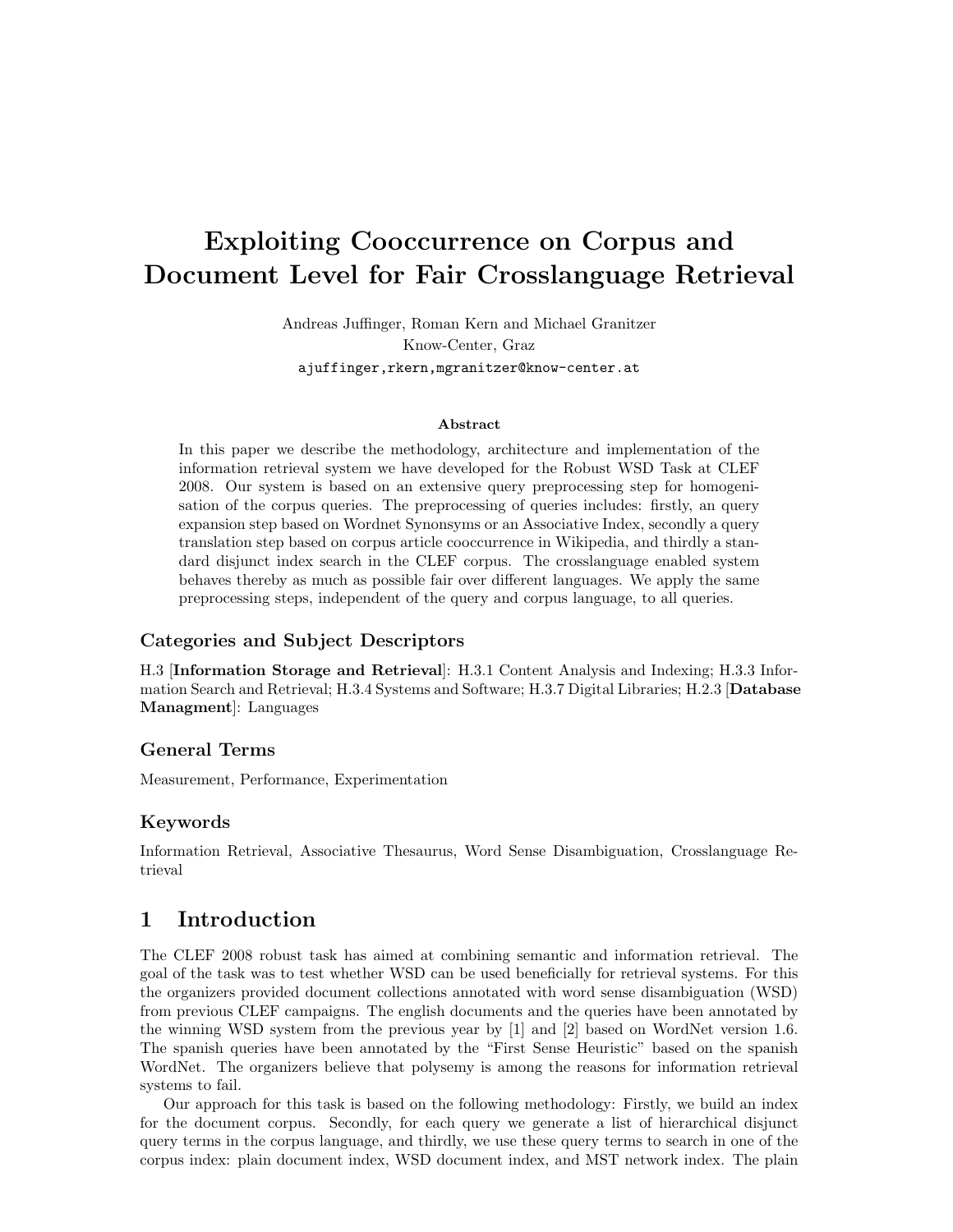# Exploiting Cooccurrence on Corpus and Document Level for Fair Crosslanguage Retrieval

Andreas Juffinger, Roman Kern and Michael Granitzer
Know-Center, Graz
ajuffinger,rkern,mgranitzer@know-center.at

**Abstract**

In this paper we describe the methodology, architecture and implementation of the information retrieval system we have developed for the Robust WSD Task at CLEF 2008. Our system is based on an extensive query preprocessing step for homogenisation of the corpus queries. The preprocessing of queries includes: firstly, an query expansion step based on Wordnet Synonsyms or an Associative Index, secondly a query translation step based on corpus article cooccurrence in Wikipedia, and thirdly a standard disjunct index search in the CLEF corpus. The crosslanguage enabled system behaves thereby as much as possible fair over different languages. We apply the same preprocessing steps, independent of the query and corpus language, to all queries.

### Categories and Subject Descriptors

H.3 [**Information Storage and Retrieval**]: H.3.1 Content Analysis and Indexing; H.3.3 Information Search and Retrieval; H.3.4 Systems and Software; H.3.7 Digital Libraries; H.2.3 [**Database Managment**]: Languages

### General Terms

Measurement, Performance, Experimentation

### Keywords

Information Retrieval, Associative Thesaurus, Word Sense Disambiguation, Crosslanguage Retrieval

## 1 Introduction

The CLEF 2008 robust task has aimed at combining semantic and information retrieval. The goal of the task was to test whether WSD can be used beneficially for retrieval systems. For this the organizers provided document collections annotated with word sense disambiguation (WSD) from previous CLEF campaigns. The english documents and the queries have been annotated by the winning WSD system from the previous year by [1] and [2] based on WordNet version 1.6. The spanish queries have been annotated by the "First Sense Heuristic" based on the spanish WordNet. The organizers believe that polysemy is among the reasons for information retrieval systems to fail.

Our approach for this task is based on the following methodology: Firstly, we build an index for the document corpus. Secondly, for each query we generate a list of hierarchical disjunct query terms in the corpus language, and thirdly, we use these query terms to search in one of the corpus index: plain document index, WSD document index, and MST network index. The plain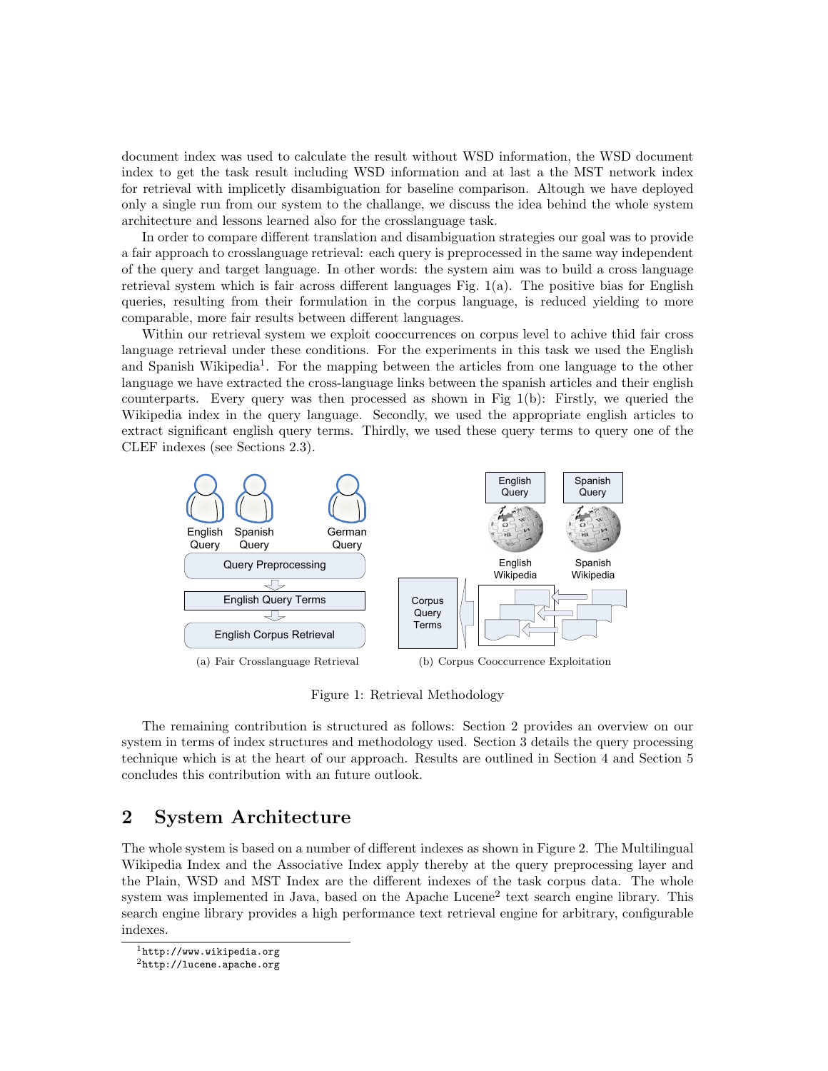document index was used to calculate the result without WSD information, the WSD document index to get the task result including WSD information and at last a the MST network index for retrieval with implicetly disambiguation for baseline comparison. Altough we have deployed only a single run from our system to the challange, we discuss the idea behind the whole system architecture and lessons learned also for the crosslanguage task.

In order to compare different translation and disambiguation strategies our goal was to provide a fair approach to crosslanguage retrieval: each query is preprocessed in the same way independent of the query and target language. In other words: the system aim was to build a cross language retrieval system which is fair across different languages Fig. 1(a). The positive bias for English queries, resulting from their formulation in the corpus language, is reduced yielding to more comparable, more fair results between different languages.

Within our retrieval system we exploit cooccurrences on corpus level to achive thid fair cross language retrieval under these conditions. For the experiments in this task we used the English and Spanish Wikipedia[1]. For the mapping between the articles from one language to the other language we have extracted the cross-language links between the spanish articles and their english counterparts. Every query was then processed as shown in Fig 1(b): Firstly, we queried the Wikipedia index in the query language. Secondly, we used the appropriate english articles to extract significant english query terms. Thirdly, we used these query terms to query one of the CLEF indexes (see Sections 2.3).

(a) Fair Crosslanguage Retrieval

(b) Corpus Cooccurrence Exploitation

Figure 1: Retrieval Methodology

The remaining contribution is structured as follows: Section 2 provides an overview on our system in terms of index structures and methodology used. Section 3 details the query processing technique which is at the heart of our approach. Results are outlined in Section 4 and Section 5 concludes this contribution with an future outlook.

## 2 System Architecture

The whole system is based on a number of different indexes as shown in Figure 2. The Multilingual Wikipedia Index and the Associative Index apply thereby at the query preprocessing layer and the Plain, WSD and MST Index are the different indexes of the task corpus data. The whole system was implemented in Java, based on the Apache Lucene[2] text search engine library. This search engine library provides a high performance text retrieval engine for arbitrary, configurable indexes.

[1] http://www.wikipedia.org

[2] http://lucene.apache.org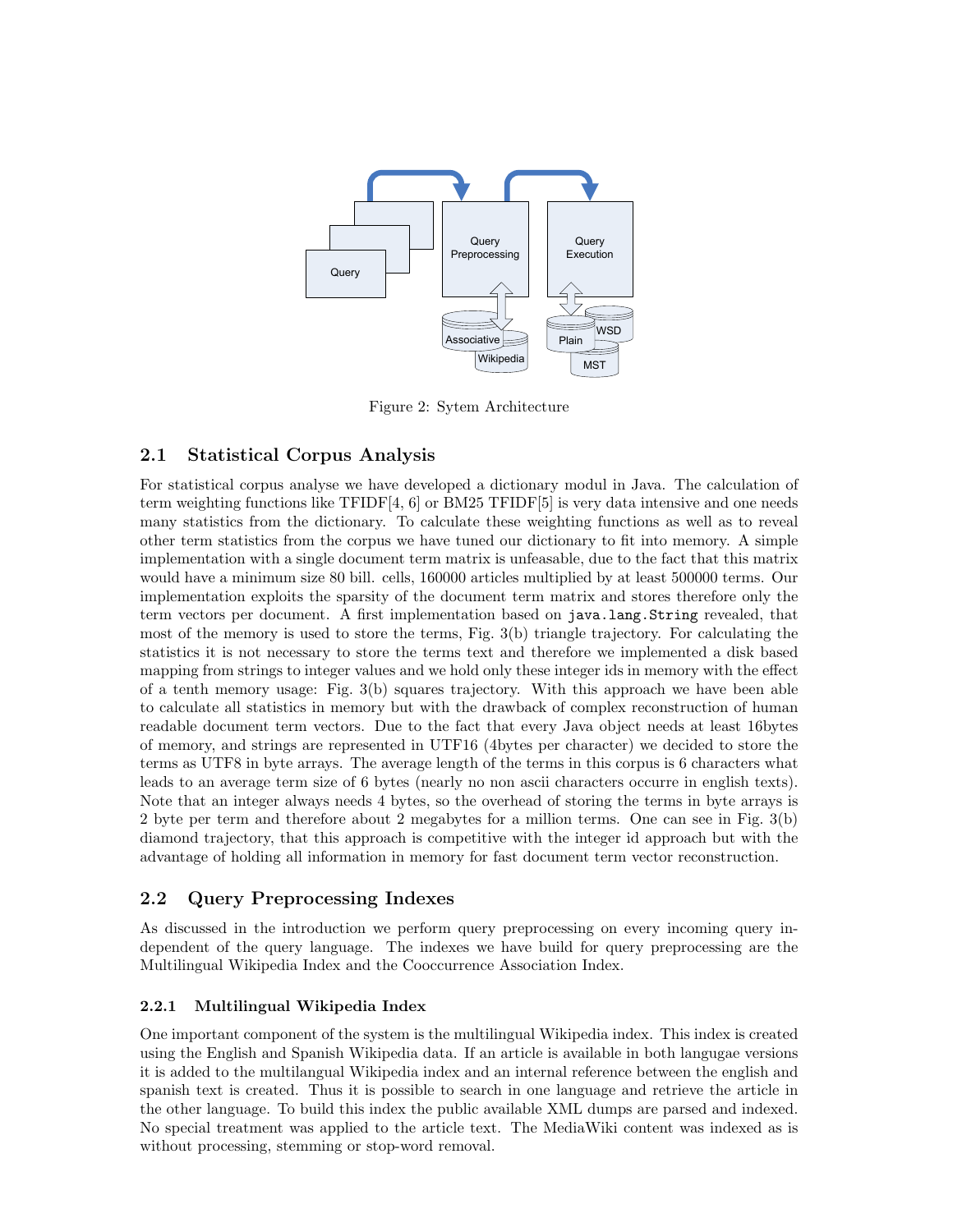Figure 2: Sytem Architecture

## 2.1 Statistical Corpus Analysis

For statistical corpus analyse we have developed a dictionary modul in Java. The calculation of term weighting functions like TFIDF[4, 6] or BM25 TFIDF[5] is very data intensive and one needs many statistics from the dictionary. To calculate these weighting functions as well as to reveal other term statistics from the corpus we have tuned our dictionary to fit into memory. A simple implementation with a single document term matrix is unfeasable, due to the fact that this matrix would have a minimum size 80 bill. cells, 160000 articles multiplied by at least 500000 terms. Our implementation exploits the sparsity of the document term matrix and stores therefore only the term vectors per document. A first implementation based on `java.lang.String` revealed, that most of the memory is used to store the terms, Fig. 3(b) triangle trajectory. For calculating the statistics it is not necessary to store the terms text and therefore we implemented a disk based mapping from strings to integer values and we hold only these integer ids in memory with the effect of a tenth memory usage: Fig. 3(b) squares trajectory. With this approach we have been able to calculate all statistics in memory but with the drawback of complex reconstruction of human readable document term vectors. Due to the fact that every Java object needs at least 16bytes of memory, and strings are represented in UTF16 (4bytes per character) we decided to store the terms as UTF8 in byte arrays. The average length of the terms in this corpus is 6 characters what leads to an average term size of 6 bytes (nearly no non ascii characters occure in english texts). Note that an integer always needs 4 bytes, so the overhead of storing the terms in byte arrays is 2 byte per term and therefore about 2 megabytes for a million terms. One can see in Fig. 3(b) diamond trajectory, that this approach is competitive with the integer id approach but with the advantage of holding all information in memory for fast document term vector reconstruction.

## 2.2 Query Preprocessing Indexes

As discussed in the introduction we perform query preprocessing on every incoming query independent of the query language. The indexes we have build for query preprocessing are the Multilingual Wikipedia Index and the Cooccurrence Association Index.

### 2.2.1 Multilingual Wikipedia Index

One important component of the system is the multilingual Wikipedia index. This index is created using the English and Spanish Wikipedia data. If an article is available in both langugae versions it is added to the multilangual Wikipedia index and an internal reference between the english and spanish text is created. Thus it is possible to search in one language and retrieve the article in the other language. To build this index the public available XML dumps are parsed and indexed. No special treatment was applied to the article text. The MediaWiki content was indexed as is without processing, stemming or stop-word removal.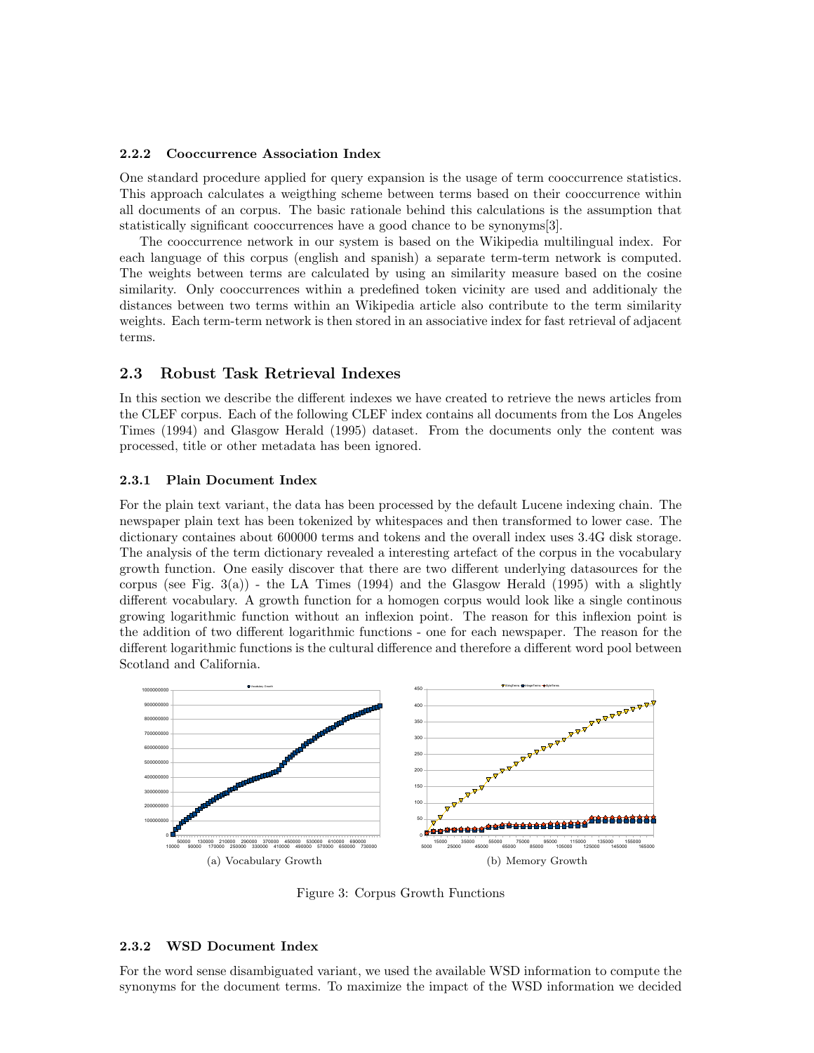#### 2.2.2 Cooccurrence Association Index

One standard procedure applied for query expansion is the usage of term cooccurrence statistics. This approach calculates a weigthing scheme between terms based on their cooccurrence within all documents of an corpus. The basic rationale behind this calculations is the assumption that statistically significant cooccurrences have a good chance to be synonyms[3].

The cooccurrence network in our system is based on the Wikipedia multilingual index. For each language of this corpus (english and spanish) a separate term-term network is computed. The weights between terms are calculated by using an similarity measure based on the cosine similarity. Only cooccurrences within a predefined token vicinity are used and additionaly the distances between two terms within an Wikipedia article also contribute to the term similarity weights. Each term-term network is then stored in an associative index for fast retrieval of adjacent terms.

### 2.3 Robust Task Retrieval Indexes

In this section we describe the different indexes we have created to retrieve the news articles from the CLEF corpus. Each of the following CLEF index contains all documents from the Los Angeles Times (1994) and Glasgow Herald (1995) dataset. From the documents only the content was processed, title or other metadata has been ignored.

#### 2.3.1 Plain Document Index

For the plain text variant, the data has been processed by the default Lucene indexing chain. The newspaper plain text has been tokenized by whitespaces and then transformed to lower case. The dictionary containes about 600000 terms and tokens and the overall index uses 3.4G disk storage. The analysis of the term dictionary revealed a interesting artefact of the corpus in the vocabulary growth function. One easily discover that there are two different underlying datasources for the corpus (see Fig. 3(a)) - the LA Times (1994) and the Glasgow Herald (1995) with a slightly different vocabulary. A growth function for a homogen corpus would look like a single continous growing logarithmic function without an inflexion point. The reason for this inflexion point is the addition of two different logarithmic functions - one for each newspaper. The reason for the different logarithmic functions is the cultural difference and therefore a different word pool between Scotland and California.

(a) Vocabulary Growth

(b) Memory Growth

Figure 3: Corpus Growth Functions

#### 2.3.2 WSD Document Index

For the word sense disambiguated variant, we used the available WSD information to compute the synonyms for the document terms. To maximize the impact of the WSD information we decided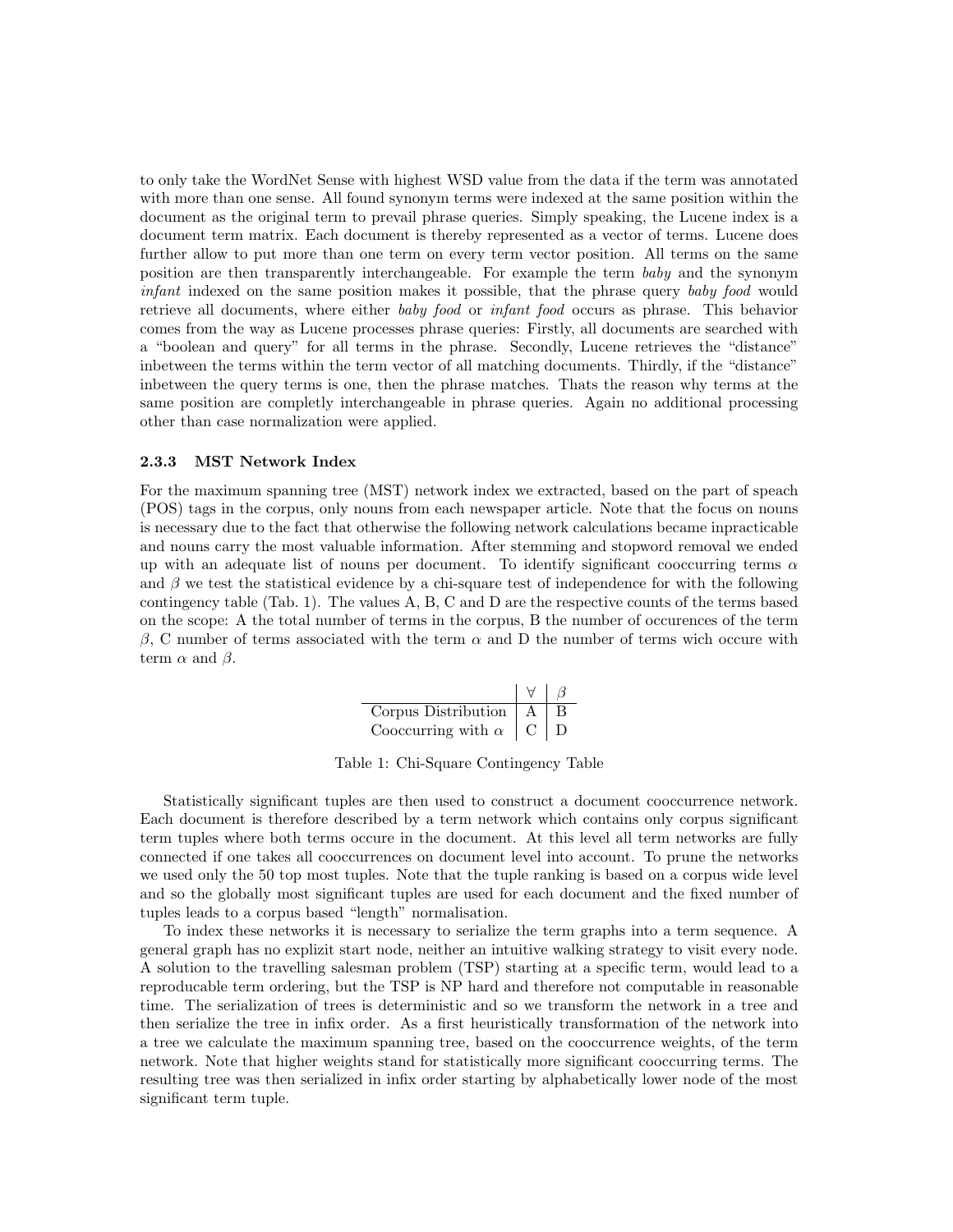to only take the WordNet Sense with highest WSD value from the data if the term was annotated with more than one sense. All found synonym terms were indexed at the same position within the document as the original term to prevail phrase queries. Simply speaking, the Lucene index is a document term matrix. Each document is thereby represented as a vector of terms. Lucene does further allow to put more than one term on every term vector position. All terms on the same position are then transparently interchangeable. For example the term *baby* and the synonym *infant* indexed on the same position makes it possible, that the phrase query *baby food* would retrieve all documents, where either *baby food* or *infant food* occurs as phrase. This behavior comes from the way as Lucene processes phrase queries: Firstly, all documents are searched with a "boolean and query" for all terms in the phrase. Secondly, Lucene retrieves the "distance" inbetween the terms within the term vector of all matching documents. Thirdly, if the "distance" inbetween the query terms is one, then the phrase matches. Thats the reason why terms at the same position are completly interchangeable in phrase queries. Again no additional processing other than case normalization were applied.

### 2.3.3 MST Network Index

For the maximum spanning tree (MST) network index we extracted, based on the part of speach (POS) tags in the corpus, only nouns from each newspaper article. Note that the focus on nouns is necessary due to the fact that otherwise the following network calculations became inpracticable and nouns carry the most valuable information. After stemming and stopword removal we ended up with an adequate list of nouns per document. To identify significant cooccurring terms $\alpha$ and $\beta$ we test the statistical evidence by a chi-square test of independence for with the following contingency table (Tab. 1). The values A, B, C and D are the respective counts of the terms based on the scope: A the total number of terms in the corpus, B the number of occurences of the term $\beta$, C number of terms associated with the term $\alpha$ and D the number of terms wich occure with term $\alpha$ and $\beta$.

| | $\forall$ | $\beta$ |
|---|---|---|
| Corpus Distribution | A | B |
| Cooccurring with $\alpha$ | C | D |

Table 1: Chi-Square Contingency Table

Statistically significant tuples are then used to construct a document cooccurrence network. Each document is therefore described by a term network which contains only corpus significant term tuples where both terms occure in the document. At this level all term networks are fully connected if one takes all cooccurrences on document level into account. To prune the networks we used only the 50 top most tuples. Note that the tuple ranking is based on a corpus wide level and so the globally most significant tuples are used for each document and the fixed number of tuples leads to a corpus based "length" normalisation.

To index these networks it is necessary to serialize the term graphs into a term sequence. A general graph has no explizit start node, neither an intuitive walking strategy to visit every node. A solution to the travelling salesman problem (TSP) starting at a specific term, would lead to a reproducable term ordering, but the TSP is NP hard and therefore not computable in reasonable time. The serialization of trees is deterministic and so we transform the network in a tree and then serialize the tree in infix order. As a first heuristically transformation of the network into a tree we calculate the maximum spanning tree, based on the cooccurrence weights, of the term network. Note that higher weights stand for statistically more significant cooccurring terms. The resulting tree was then serialized in infix order starting by alphabetically lower node of the most significant term tuple.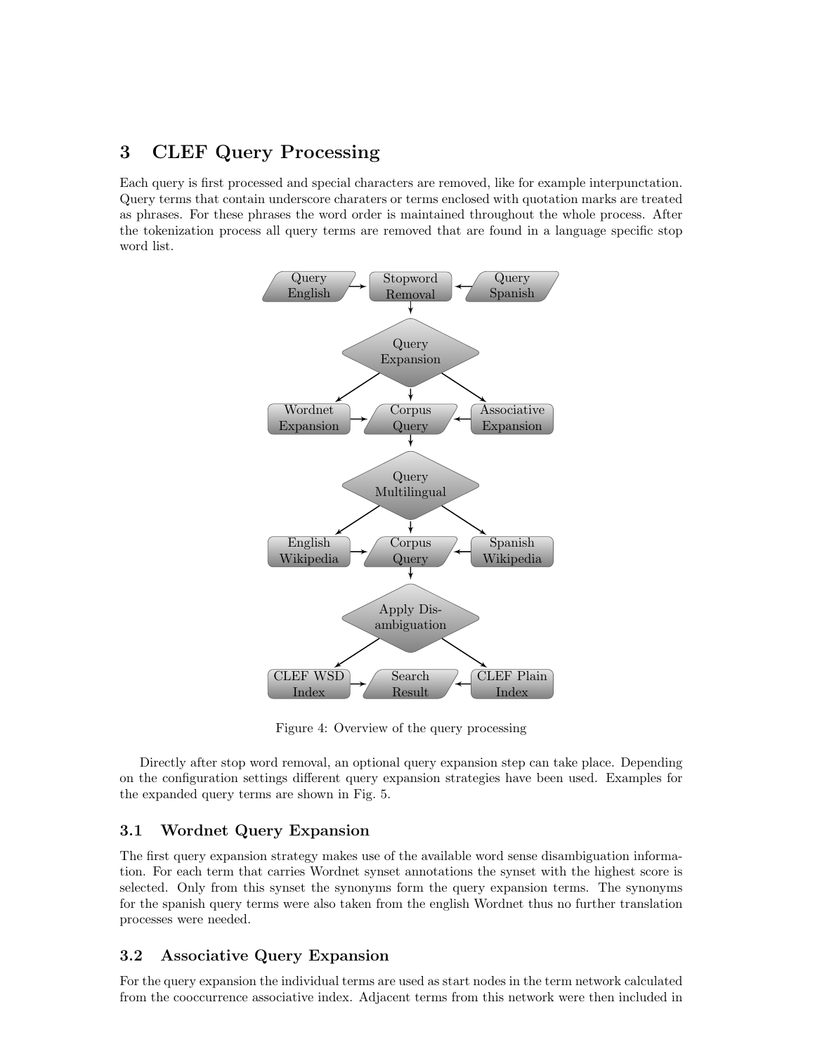## 3 CLEF Query Processing

Each query is first processed and special characters are removed, like for example interpunctation. Query terms that contain underscore charaters or terms enclosed with quotation marks are treated as phrases. For these phrases the word order is maintained throughout the whole process. After the tokenization process all query terms are removed that are found in a language specific stop word list.

Figure 4: Overview of the query processing

Directly after stop word removal, an optional query expansion step can take place. Depending on the configuration settings different query expansion strategies have been used. Examples for the expanded query terms are shown in Fig. 5.

### 3.1 Wordnet Query Expansion

The first query expansion strategy makes use of the available word sense disambiguation information. For each term that carries Wordnet synset annotations the synset with the highest score is selected. Only from this synset the synonyms form the query expansion terms. The synonyms for the spanish query terms were also taken from the english Wordnet thus no further translation processes were needed.

### 3.2 Associative Query Expansion

For the query expansion the individual terms are used as start nodes in the term network calculated from the cooccurrence associative index. Adjacent terms from this network were then included in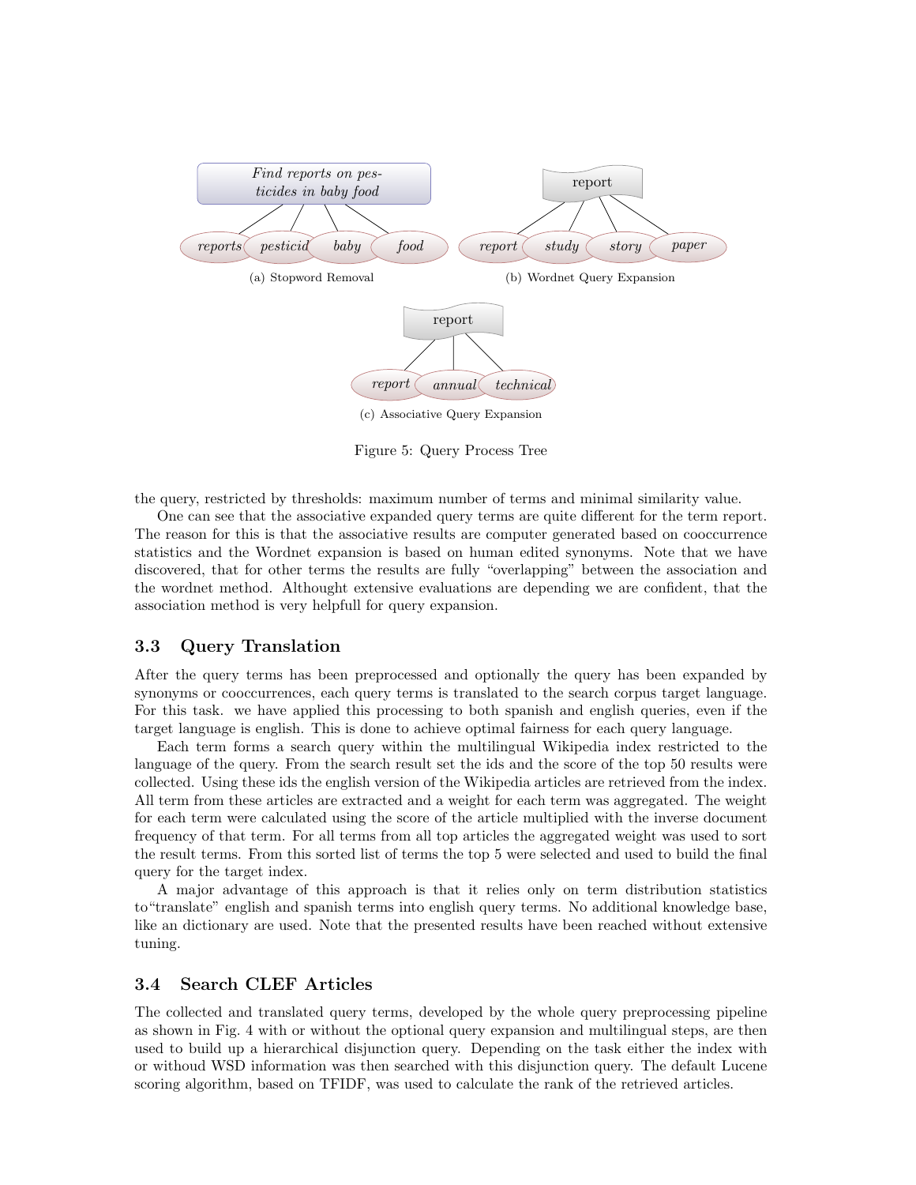Find reports on pesticides in baby food

reports | pesticid | baby | food

(a) Stopword Removal

report

report | study | story | paper

(b) Wordnet Query Expansion

report

report | annual | technical

(c) Associative Query Expansion

Figure 5: Query Process Tree

the query, restricted by thresholds: maximum number of terms and minimal similarity value.

One can see that the associative expanded query terms are quite different for the term report. The reason for this is that the associative results are computer generated based on cooccurrence statistics and the Wordnet expansion is based on human edited synonyms. Note that we have discovered, that for other terms the results are fully "overlapping" between the association and the wordnet method. Althought extensive evaluations are depending we are confident, that the association method is very helpfull for query expansion.

### 3.3 Query Translation

After the query terms has been preprocessed and optionally the query has been expanded by synonyms or cooccurrences, each query terms is translated to the search corpus target language. For this task. we have applied this processing to both spanish and english queries, even if the target language is english. This is done to achieve optimal fairness for each query language.

Each term forms a search query within the multilingual Wikipedia index restricted to the language of the query. From the search result set the ids and the score of the top 50 results were collected. Using these ids the english version of the Wikipedia articles are retrieved from the index. All term from these articles are extracted and a weight for each term was aggregated. The weight for each term were calculated using the score of the article multiplied with the inverse document frequency of that term. For all terms from all top articles the aggregated weight was used to sort the result terms. From this sorted list of terms the top 5 were selected and used to build the final query for the target index.

A major advantage of this approach is that it relies only on term distribution statistics to"translate" english and spanish terms into english query terms. No additional knowledge base, like an dictionary are used. Note that the presented results have been reached without extensive tuning.

### 3.4 Search CLEF Articles

The collected and translated query terms, developed by the whole query preprocessing pipeline as shown in Fig. 4 with or without the optional query expansion and multilingual steps, are then used to build up a hierarchical disjunction query. Depending on the task either the index with or without WSD information was then searched with this disjunction query. The default Lucene scoring algorithm, based on TFIDF, was used to calculate the rank of the retrieved articles.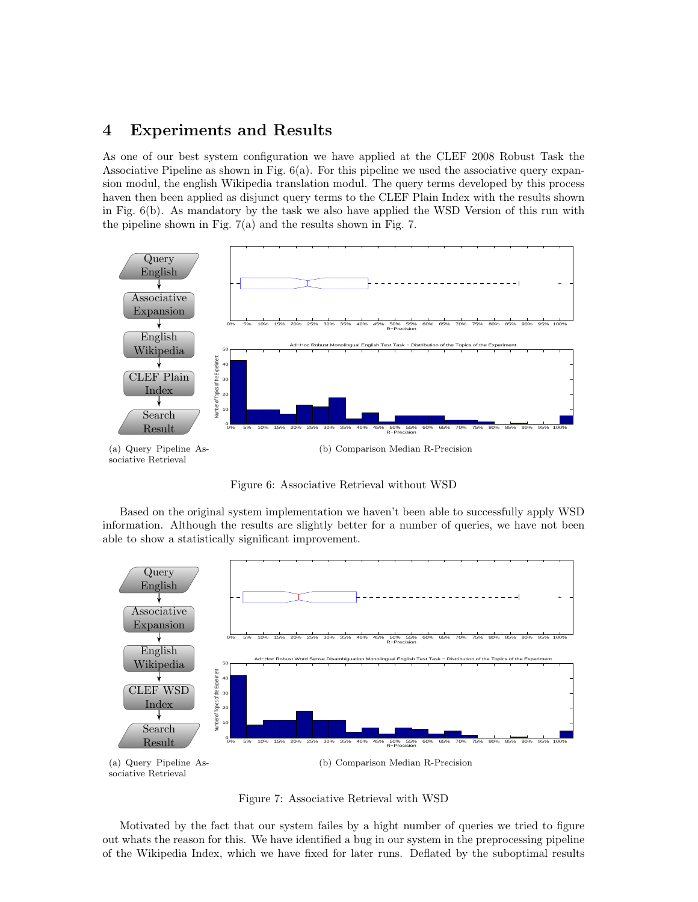## 4 Experiments and Results

As one of our best system configuration we have applied at the CLEF 2008 Robust Task the Associative Pipeline as shown in Fig. 6(a). For this pipeline we used the associative query expansion modul, the english Wikipedia translation modul. The query terms developed by this process haven then been applied as disjunct query terms to the CLEF Plain Index with the results shown in Fig. 6(b). As mandatory by the task we also have applied the WSD Version of this run with the pipeline shown in Fig. 7(a) and the results shown in Fig. 7.

(a) Query Pipeline Associative Retrieval

(b) Comparison Median R-Precision

Figure 6: Associative Retrieval without WSD

Based on the original system implementation we haven't been able to successfully apply WSD information. Although the results are slightly better for a number of queries, we have not been able to show a statistically significant improvement.

(a) Query Pipeline Associative Retrieval

(b) Comparison Median R-Precision

Figure 7: Associative Retrieval with WSD

Motivated by the fact that our system failes by a hight number of queries we tried to figure out whats the reason for this. We have identified a bug in our system in the preprocessing pipeline of the Wikipedia Index, which we have fixed for later runs. Deflated by the suboptimal results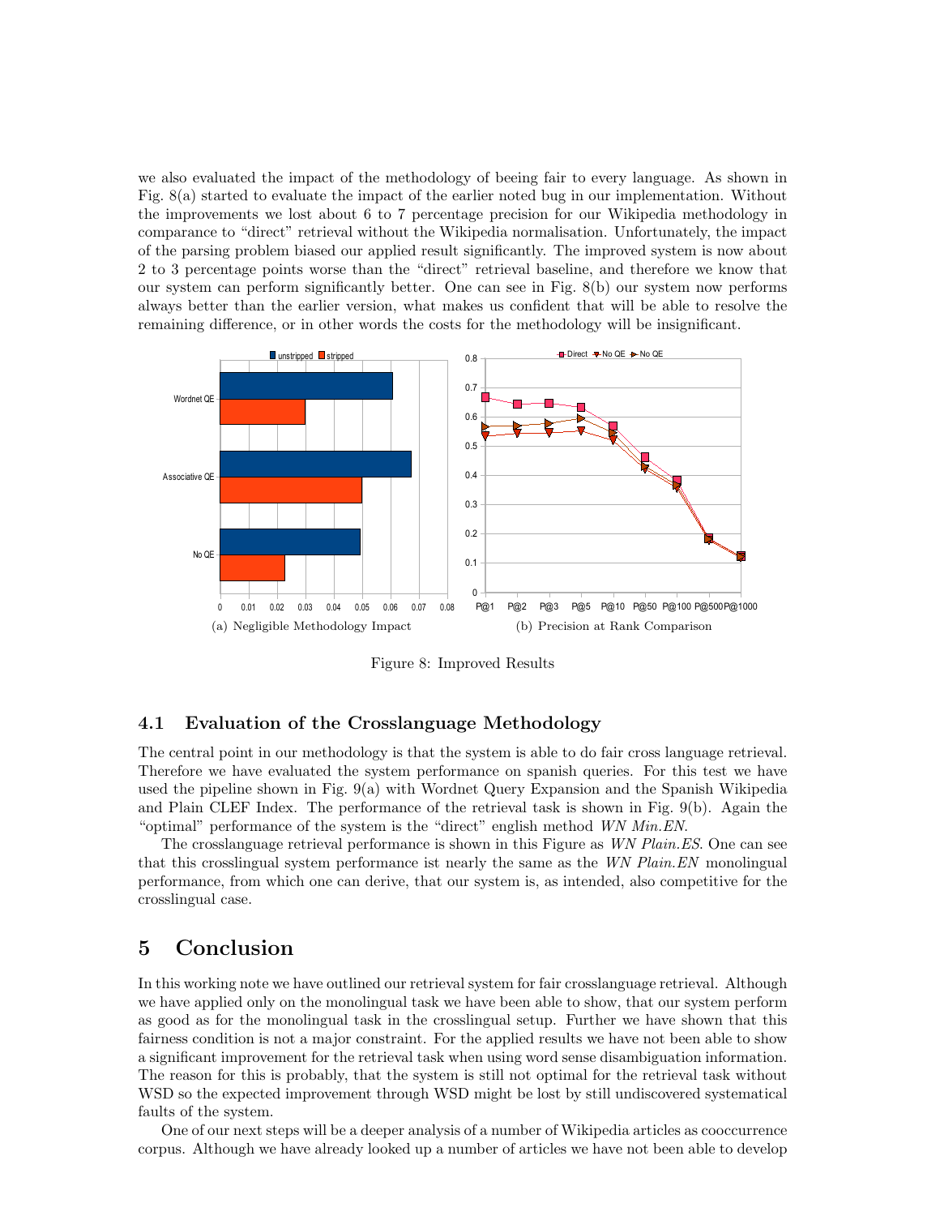we also evaluated the impact of the methodology of beeing fair to every language. As shown in Fig. 8(a) started to evaluate the impact of the earlier noted bug in our implementation. Without the improvements we lost about 6 to 7 percentage precision for our Wikipedia methodology in comparance to "direct" retrieval without the Wikipedia normalisation. Unfortunately, the impact of the parsing problem biased our applied result significantly. The improved system is now about 2 to 3 percentage points worse than the "direct" retrieval baseline, and therefore we know that our system can perform significantly better. One can see in Fig. 8(b) our system now performs always better than the earlier version, what makes us confident that will be able to resolve the remaining difference, or in other words the costs for the methodology will be insignificant.

(a) Negligible Methodology Impact

(b) Precision at Rank Comparison

Figure 8: Improved Results

### 4.1 Evaluation of the Crosslanguage Methodology

The central point in our methodology is that the system is able to do fair cross language retrieval. Therefore we have evaluated the system performance on spanish queries. For this test we have used the pipeline shown in Fig. 9(a) with Wordnet Query Expansion and the Spanish Wikipedia and Plain CLEF Index. The performance of the retrieval task is shown in Fig. 9(b). Again the "optimal" performance of the system is the "direct" english method *WN Min.EN*.

The crosslanguage retrieval performance is shown in this Figure as *WN Plain.ES*. One can see that this crosslingual system performance ist nearly the same as the *WN Plain.EN* monolingual performance, from which one can derive, that our system is, as intended, also competitive for the crosslingual case.

## 5 Conclusion

In this working note we have outlined our retrieval system for fair crosslanguage retrieval. Although we have applied only on the monolingual task we have been able to show, that our system perform as good as for the monolingual task in the crosslingual setup. Further we have shown that this fairness condition is not a major constraint. For the applied results we have not been able to show a significant improvement for the retrieval task when using word sense disambiguation information. The reason for this is probably, that the system is still not optimal for the retrieval task without WSD so the expected improvement through WSD might be lost by still undiscovered systematical faults of the system.

One of our next steps will be a deeper analysis of a number of Wikipedia articles as cooccurrence corpus. Although we have already looked up a number of articles we have not been able to develop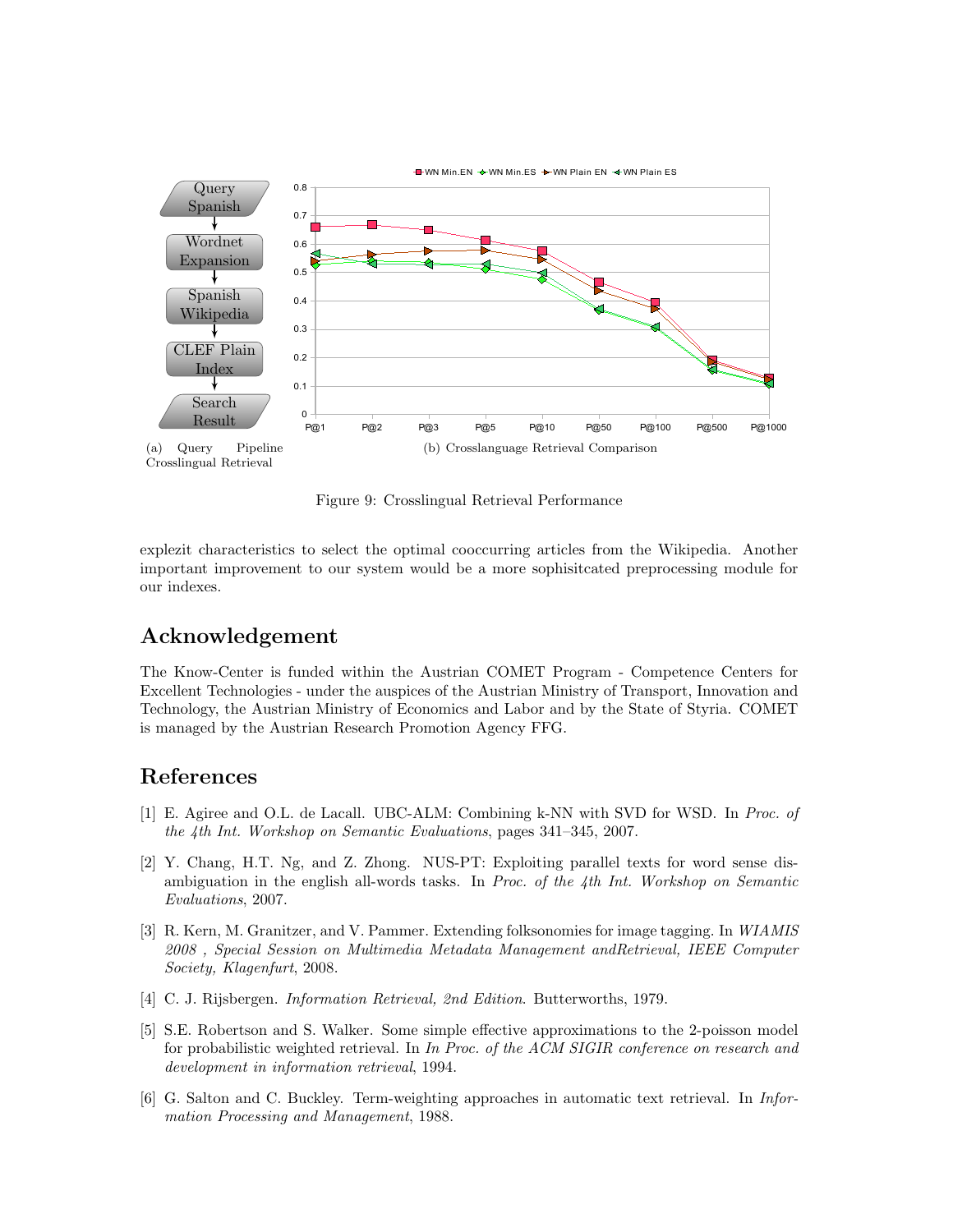Query Spanish → Wordnet Expansion → Spanish Wikipedia → CLEF Plain Index → Search Result

(a) Query Pipeline Crosslingual Retrieval

WN Min.EN, WN Min.ES, WN Plain EN, WN Plain ES

0.8, 0.7, 0.6, 0.5, 0.4, 0.3, 0.2, 0.1, 0

P@1, P@2, P@3, P@5, P@10, P@50, P@100, P@500, P@1000

(b) Crosslanguage Retrieval Comparison

Figure 9: Crosslingual Retrieval Performance

explezit characteristics to select the optimal cooccurring articles from the Wikipedia. Another important improvement to our system would be a more sophisitcated preprocessing module for our indexes.

## Acknowledgement

The Know-Center is funded within the Austrian COMET Program - Competence Centers for Excellent Technologies - under the auspices of the Austrian Ministry of Transport, Innovation and Technology, the Austrian Ministry of Economics and Labor and by the State of Styria. COMET is managed by the Austrian Research Promotion Agency FFG.

## References

[1] E. Agiree and O.L. de Lacall. UBC-ALM: Combining k-NN with SVD for WSD. In *Proc. of the 4th Int. Workshop on Semantic Evaluations*, pages 341–345, 2007.

[2] Y. Chang, H.T. Ng, and Z. Zhong. NUS-PT: Exploiting parallel texts for word sense disambiguation in the english all-words tasks. In *Proc. of the 4th Int. Workshop on Semantic Evaluations*, 2007.

[3] R. Kern, M. Granitzer, and V. Pammer. Extending folksonomies for image tagging. In *WIAMIS 2008 , Special Session on Multimedia Metadata Management andRetrieval, IEEE Computer Society, Klagenfurt*, 2008.

[4] C. J. Rijsbergen. *Information Retrieval, 2nd Edition*. Butterworths, 1979.

[5] S.E. Robertson and S. Walker. Some simple effective approximations to the 2-poisson model for probabilistic weighted retrieval. In *In Proc. of the ACM SIGIR conference on research and development in information retrieval*, 1994.

[6] G. Salton and C. Buckley. Term-weighting approaches in automatic text retrieval. In *Information Processing and Management*, 1988.